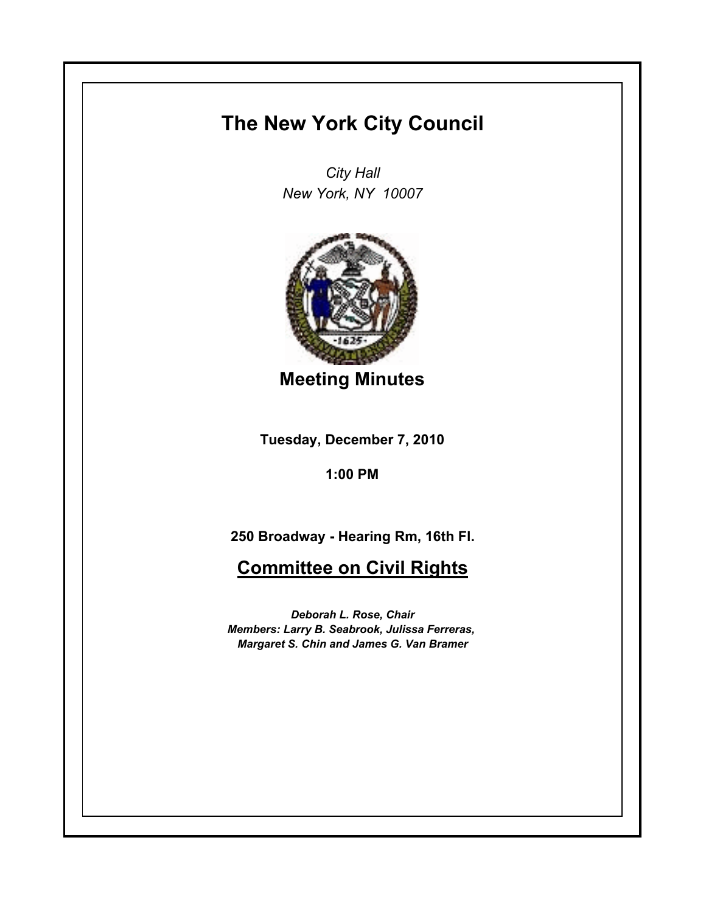# The New York City Council

*City Hall*
*New York, NY 10007*

## Meeting Minutes

**Tuesday, December 7, 2010**

**1:00 PM**

**250 Broadway - Hearing Rm, 16th Fl.**

## Committee on Civil Rights

***Deborah L. Rose, Chair***
***Members: Larry B. Seabrook, Julissa Ferreras, Margaret S. Chin and James G. Van Bramer***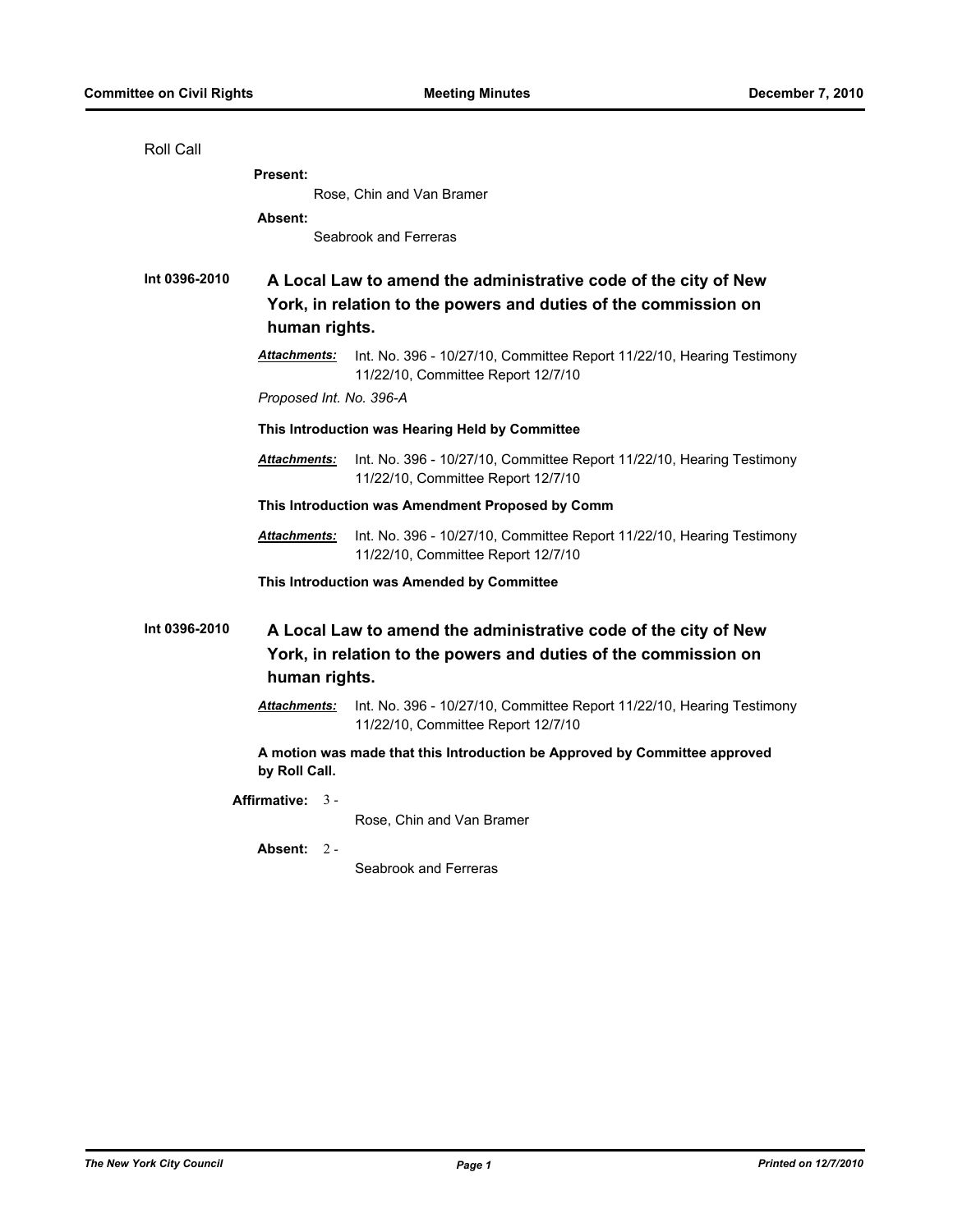Roll Call

**Present:**

Rose, Chin and Van Bramer

**Absent:**

Seabrook and Ferreras

**Int 0396-2010** **A Local Law to amend the administrative code of the city of New York, in relation to the powers and duties of the commission on human rights.**

***Attachments:*** Int. No. 396 - 10/27/10, Committee Report 11/22/10, Hearing Testimony 11/22/10, Committee Report 12/7/10

*Proposed Int. No. 396-A*

**This Introduction was Hearing Held by Committee**

***Attachments:*** Int. No. 396 - 10/27/10, Committee Report 11/22/10, Hearing Testimony 11/22/10, Committee Report 12/7/10

**This Introduction was Amendment Proposed by Comm**

***Attachments:*** Int. No. 396 - 10/27/10, Committee Report 11/22/10, Hearing Testimony 11/22/10, Committee Report 12/7/10

**This Introduction was Amended by Committee**

**Int 0396-2010** **A Local Law to amend the administrative code of the city of New York, in relation to the powers and duties of the commission on human rights.**

***Attachments:*** Int. No. 396 - 10/27/10, Committee Report 11/22/10, Hearing Testimony 11/22/10, Committee Report 12/7/10

**A motion was made that this Introduction be Approved by Committee approved by Roll Call.**

**Affirmative:** 3 -

Rose, Chin and Van Bramer

**Absent:** 2 -

Seabrook and Ferreras